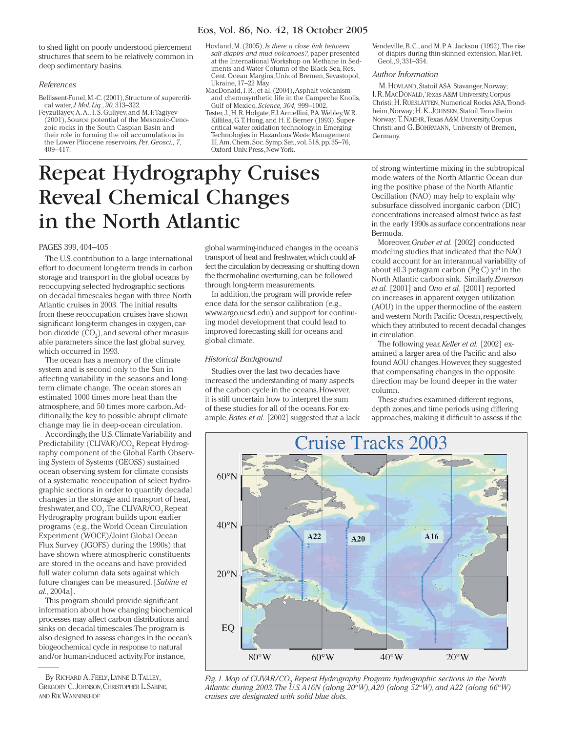to shed light on poorly understood piercement structures that seem to be relatively common in deep sedimentary basins.

### References

Bellissent-Funel, M.-C. (2001), Structure of supercritical water, *J. Mol. Liq.*, *90*, 313–322.

Feyzullayev, A. A., I. S. Guliyev, and M. F. Tagiyev (2001), Source potential of the Mesozoic-Cenozoic rocks in the South Caspian Basin and their role in forming the oil accumulations in the Lower Pliocene reservoirs, *Pet. Geosci.*, *7*, 409–417.

Hovland, M. (2005), *Is there a close link between salt diapirs and mud volcanoes?*, paper presented at the International Workshop on Methane in Sediments and Water Column of the Black Sea, Res. Cent. Ocean Margins, Univ. of Bremen, Sevastopol, Ukraine, 17–22 May.

MacDonald, I. R., et al. (2004), Asphalt volcanism and chemosynthetic life in the Campeche Knolls, Gulf of Mexico, *Science*, *304*, 999–1002.

Tester, J., H. R. Holgate, F. J. Armellini, P. A. Webley, W. R. Killilea, G. T. Hong, and H. E. Berner (1993), Supercritical water oxidation technology, in Emerging Technologies in Hazardous Waste Management III, Am. Chem. Soc. Symp. Ser., vol. 518, pp. 35–76, Oxford Univ. Press, New York.

Vendeville, B. C., and M. P. A. Jackson (1992), The rise of diapirs during thin-skinned extension, Mar. Pet. Geol., 9, 331–354.

### Author Information

M. Hovland, Statoil ASA, Stavanger, Norway; I. R. MacDonald, Texas A&M University, Corpus Christi; H. Rueslåtten, Numerical Rocks ASA, Trondheim, Norway; H. K. Johnsen, Statoil, Trondheim, Norway; T. Naehr, Texas A&M University, Corpus Christi; and G. Bohrmann, University of Bremen, Germany.

# Repeat Hydrography Cruises Reveal Chemical Changes in the North Atlantic

PAGES 399, 404–405

The U.S. contribution to a large international effort to document long-term trends in carbon storage and transport in the global oceans by reoccupying selected hydrographic sections on decadal timescales began with three North Atlantic cruises in 2003. The initial results from these reoccupation cruises have shown significant long-term changes in oxygen, carbon dioxide ($CO_2$), and several other measurable parameters since the last global survey, which occurred in 1993.

The ocean has a memory of the climate system and is second only to the Sun in affecting variability in the seasons and long-term climate change. The ocean stores an estimated 1000 times more heat than the atmosphere, and 50 times more carbon. Additionally, the key to possible abrupt climate change may lie in deep-ocean circulation.

Accordingly, the U.S. Climate Variability and Predictability (CLIVAR)/$CO_2$ Repeat Hydrography component of the Global Earth Observing System of Systems (GEOSS) sustained ocean observing system for climate consists of a systematic reoccupation of select hydrographic sections in order to quantify decadal changes in the storage and transport of heat, freshwater, and $CO_2$. The CLIVAR/$CO_2$ Repeat Hydrography program builds upon earlier programs (e.g., the World Ocean Circulation Experiment (WOCE)/Joint Global Ocean Flux Survey (JGOFS) during the 1990s) that have shown where atmospheric constituents are stored in the oceans and have provided full water column data sets against which future changes can be measured. [*Sabine et al.*, 2004a].

This program should provide significant information about how changing biochemical processes may affect carbon distributions and sinks on decadal timescales. The program is also designed to assess changes in the ocean's biogeochemical cycle in response to natural and/or human-induced activity. For instance, global warming-induced changes in the ocean's transport of heat and freshwater, which could affect the circulation by decreasing or shutting down the thermohaline overturning, can be followed through long-term measurements.

In addition, the program will provide reference data for the sensor calibration (e.g., www.argo.ucsd.edu) and support for continuing model development that could lead to improved forecasting skill for oceans and global climate.

By Richard A. Feely, Lynne D. Talley, Gregory C. Johnson, Christopher L. Sabine, and Rik Wanninkhof

### Historical Background

Studies over the last two decades have increased the understanding of many aspects of the carbon cycle in the oceans. However, it is still uncertain how to interpret the sum of these studies for all of the oceans. For example, *Bates et al.* [2002] suggested that a lack of strong wintertime mixing in the subtropical mode waters of the North Atlantic Ocean during the positive phase of the North Atlantic Oscillation (NAO) may help to explain why subsurface dissolved inorganic carbon (DIC) concentrations increased almost twice as fast in the early 1990s as surface concentrations near Bermuda.

Moreover, *Gruber et al.* [2002] conducted modeling studies that indicated that the NAO could account for an interannual variability of about ±0.3 petagram carbon (Pg C) $yr^{-1}$ in the North Atlantic carbon sink. Similarly, *Emerson et al.* [2001] and *Ono et al.* [2001] reported on increases in apparent oxygen utilization (AOU) in the upper thermocline of the eastern and western North Pacific Ocean, respectively, which they attributed to recent decadal changes in circulation.

The following year, *Keller et al.* [2002] examined a larger area of the Pacific and also found AOU changes. However, they suggested that compensating changes in the opposite direction may be found deeper in the water column.

These studies examined different regions, depth zones, and time periods using differing approaches, making it difficult to assess if the

*Fig. 1. Map of CLIVAR/$CO_2$ Repeat Hydrography Program hydrographic sections in the North Atlantic during 2003. The U.S. A16N (along 20°W), A20 (along 52°W), and A22 (along 66°W) cruises are designated with solid blue dots.*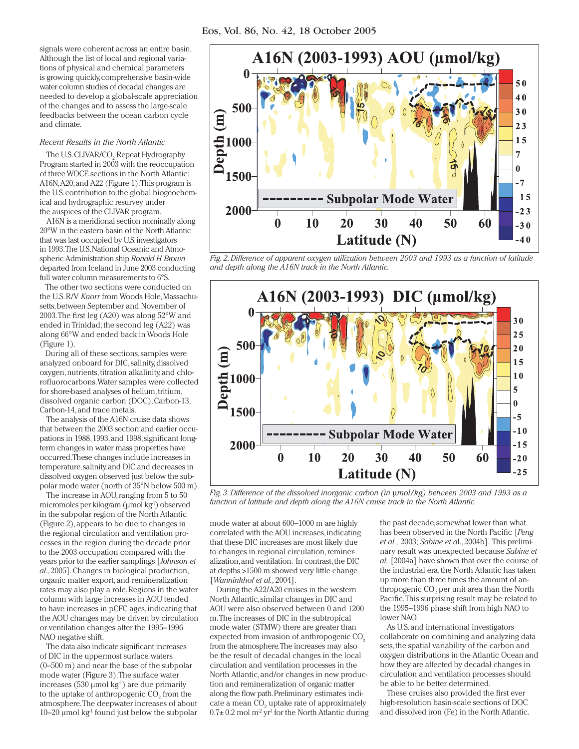signals were coherent across an entire basin. Although the list of local and regional variations of physical and chemical parameters is growing quickly, comprehensive basin-wide water column studies of decadal changes are needed to develop a global-scale appreciation of the changes and to assess the large-scale feedbacks between the ocean carbon cycle and climate.

### *Recent Results in the North Atlantic*

The U.S. CLIVAR/$CO_2$ Repeat Hydrography Program started in 2003 with the reoccupation of three WOCE sections in the North Atlantic: A16N, A20, and A22 (Figure 1). This program is the U.S. contribution to the global biogeochemical and hydrographic resurvey under the auspices of the CLIVAR program.

A16N is a meridional section nominally along 20°W in the eastern basin of the North Atlantic that was last occupied by U.S. investigators in 1993. The U.S. National Oceanic and Atmospheric Administration ship *Ronald H. Brown* departed from Iceland in June 2003 conducting full water column measurements to 6°S.

The other two sections were conducted on the U.S. R/V *Knorr* from Woods Hole, Massachusetts, between September and November of 2003. The first leg (A20) was along 52°W and ended in Trinidad; the second leg (A22) was along 66°W and ended back in Woods Hole (Figure 1).

During all of these sections, samples were analyzed onboard for DIC, salinity, dissolved oxygen, nutrients, titration alkalinity, and chlorofluorocarbons. Water samples were collected for shore-based analyses of helium, tritium, dissolved organic carbon (DOC), Carbon-13, Carbon-14, and trace metals.

The analysis of the A16N cruise data shows that between the 2003 section and earlier occupations in 1988, 1993, and 1998, significant long-term changes in water mass properties have occurred. These changes include increases in temperature, salinity, and DIC and decreases in dissolved oxygen observed just below the subpolar mode water (north of 35°N below 500 m).

The increase in AOU, ranging from 5 to 50 micromoles per kilogram (µmol $kg^{-1}$) observed in the subpolar region of the North Atlantic (Figure 2), appears to be due to changes in the regional circulation and ventilation processes in the region during the decade prior to the 2003 occupation compared with the years prior to the earlier samplings [*Johnson et al.*, 2005]. Changes in biological production, organic matter export, and remineralization rates may also play a role. Regions in the water column with large increases in AOU tended to have increases in pCFC ages, indicating that the AOU changes may be driven by circulation or ventilation changes after the 1995–1996 NAO negative shift.

The data also indicate significant increases of DIC in the uppermost surface waters (0–500 m) and near the base of the subpolar mode water (Figure 3). The surface water increases (5–30 µmol $kg^{-1}$) are due primarily to the uptake of anthropogenic $CO_2$ from the atmosphere. The deepwater increases of about 10–20 µmol $kg^{-1}$ found just below the subpolar mode water at about 600–1000 m are highly correlated with the AOU increases, indicating that these DIC increases are most likely due to changes in regional circulation, remineralization, and ventilation. In contrast, the DIC at depths >1500 m showed very little change [*Wanninkhof et al.*, 2004].

During the A22/A20 cruises in the western North Atlantic, similar changes in DIC and AOU were also observed between 0 and 1200 m. The increases of DIC in the subtropical mode water (STMW) there are greater than expected from invasion of anthropogenic $CO_2$ from the atmosphere. The increases may also be the result of decadal changes in the local circulation and ventilation processes in the North Atlantic, and/or changes in new production and remineralization of organic matter along the flow path. Preliminary estimates indicate a mean $CO_2$ uptake rate of approximately $0.7 \pm 0.2$ mol $m^{-2}$ $yr^{-1}$ for the North Atlantic during the past decade, somewhat lower than what has been observed in the North Pacific [*Peng et al.*, 2003; *Sabine et al.*, 2004b]. This preliminary result was unexpected because *Sabine et al.* [2004a] have shown that over the course of the industrial era, the North Atlantic has taken up more than three times the amount of anthropogenic $CO_2$ per unit area than the North Pacific. This surprising result may be related to the 1995–1996 phase shift from high NAO to lower NAO.

As U.S. and international investigators collaborate on combining and analyzing data sets, the spatial variability of the carbon and oxygen distributions in the Atlantic Ocean and how they are affected by decadal changes in circulation and ventilation processes should be able to be better determined.

These cruises also provided the first ever high-resolution basin-scale sections of DOC and dissolved iron (Fe) in the North Atlantic.

*Fig. 2. Difference of apparent oxygen utilization between 2003 and 1993 as a function of latitude and depth along the A16N track in the North Atlantic.*

*Fig. 3. Difference of the dissolved inorganic carbon (in µmol/kg) between 2003 and 1993 as a function of latitude and depth along the A16N cruise track in the North Atlantic.*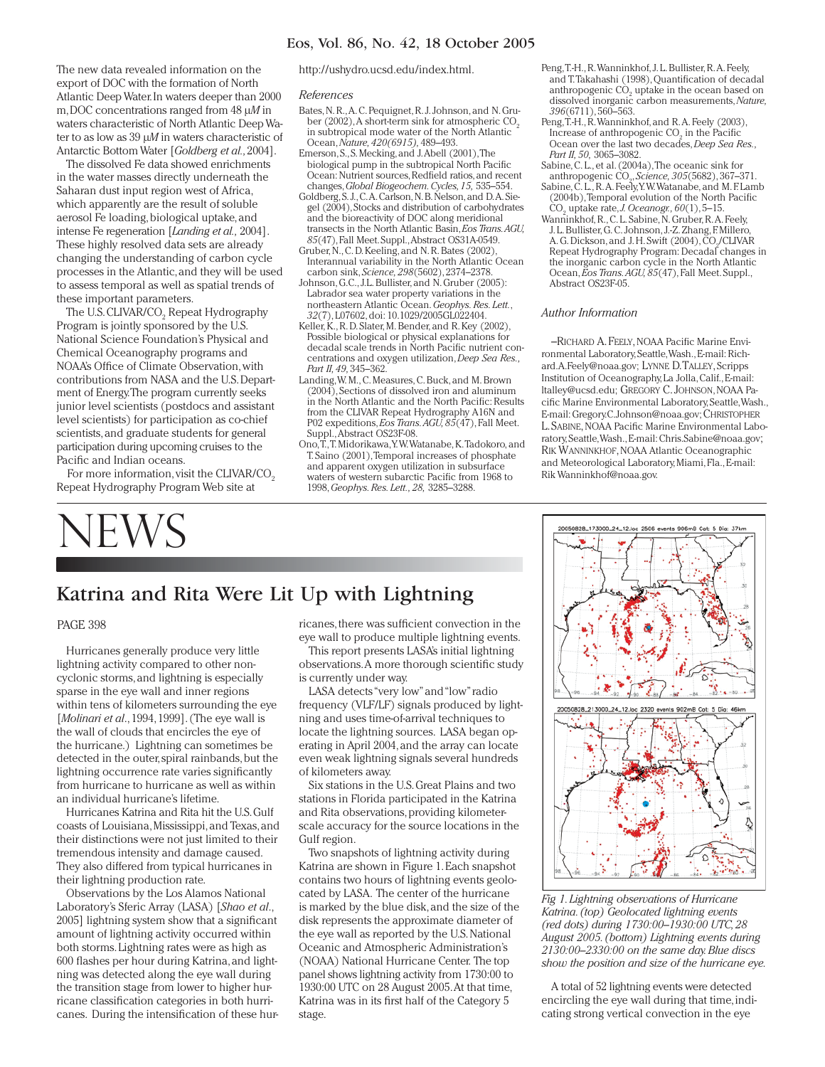The new data revealed information on the export of DOC with the formation of North Atlantic Deep Water. In waters deeper than 2000 m, DOC concentrations ranged from 48 μM in waters characteristic of North Atlantic Deep Water to as low as 39 μM in waters characteristic of Antarctic Bottom Water [*Goldberg et al.*, 2004].

The dissolved Fe data showed enrichments in the water masses directly underneath the Saharan dust input region west of Africa, which apparently are the result of soluble aerosol Fe loading, biological uptake, and intense Fe regeneration [*Landing et al.*, 2004]. These highly resolved data sets are already changing the understanding of carbon cycle processes in the Atlantic, and they will be used to assess temporal as well as spatial trends of these important parameters.

The U.S. CLIVAR/$CO_2$ Repeat Hydrography Program is jointly sponsored by the U.S. National Science Foundation's Physical and Chemical Oceanography programs and NOAA's Office of Climate Observation, with contributions from NASA and the U.S. Department of Energy. The program currently seeks junior level scientists (postdocs and assistant level scientists) for participation as co-chief scientists, and graduate students for general participation during upcoming cruises to the Pacific and Indian oceans.

For more information, visit the CLIVAR/$CO_2$ Repeat Hydrography Program Web site at http://ushydro.ucsd.edu/index.html.

### References

Bates, N. R., A. C. Pequignet, R. J. Johnson, and N. Gruber (2002), A short-term sink for atmospheric $CO_2$ in subtropical mode water of the North Atlantic Ocean, *Nature, 420(6915),* 489–493.

Emerson, S., S. Mecking, and J. Abell (2001), The biological pump in the subtropical North Pacific Ocean: Nutrient sources, Redfield ratios, and recent changes, *Global Biogeochem. Cycles, 15,* 535–554.

Goldberg, S. J., C. A. Carlson, N. B. Nelson, and D. A. Siegel (2004), Stocks and distribution of carbohydrates and the bioreactivity of DOC along meridional transects in the North Atlantic Basin, *Eos Trans. AGU, 85*(47), Fall Meet. Suppl., Abstract OS31A-0549.

Gruber, N., C. D. Keeling, and N. R. Bates (2002), Interannual variability in the North Atlantic Ocean carbon sink, *Science, 298*(5602), 2374–2378.

Johnson, G. C., J. L. Bullister, and N. Gruber (2005): Labrador sea water property variations in the northeastern Atlantic Ocean. *Geophys. Res. Lett., 32*(7), L07602, doi: 10.1029/2005GL022404.

Keller, K., R. D. Slater, M. Bender, and R. Key (2002), Possible biological or physical explanations for decadal scale trends in North Pacific nutrient concentrations and oxygen utilization, *Deep Sea Res., Part II, 49,* 345–362.

Landing, W. M., C. Measures, C. Buck, and M. Brown (2004), Sections of dissolved iron and aluminum in the North Atlantic and the North Pacific: Results from the CLIVAR Repeat Hydrography A16N and P02 expeditions, *Eos Trans. AGU, 85*(47), Fall Meet. Suppl., Abstract OS23F-08.

Ono, T., T. Midorikawa, Y. W. Watanabe, K. Tadokoro, and T. Saino (2001), Temporal increases of phosphate and apparent oxygen utilization in subsurface waters of western subarctic Pacific from 1968 to 1998, *Geophys. Res. Lett., 28,* 3285–3288.

Peng, T.-H., R. Wanninkhof, J. L. Bullister, R. A. Feely, and T. Takahashi (1998), Quantification of decadal anthropogenic $CO_2$ uptake in the ocean based on dissolved inorganic carbon measurements, *Nature, 396*(6711), 560–563.

Peng, T.-H., R. Wanninkhof, and R. A. Feely (2003), Increase of anthropogenic $CO_2$ in the Pacific Ocean over the last two decades, *Deep Sea Res., Part II, 50,* 3065–3082.

Sabine, C. L., et al. (2004a), The oceanic sink for anthropogenic $CO_2$, *Science, 305*(5682), 367–371.

Sabine, C. L., R. A. Feely, Y. W. Watanabe, and M. F. Lamb (2004b), Temporal evolution of the North Pacific $CO_2$ uptake rate, *J. Oceanogr., 60*(1), 5–15.

Wanninkhof, R., C. L. Sabine, N. Gruber, R. A. Feely, J. L. Bullister, G. C. Johnson, J.-Z. Zhang, F. Millero, A. G. Dickson, and J. H. Swift (2004), $CO_2$/CLIVAR Repeat Hydrography Program: Decadal changes in the inorganic carbon cycle in the North Atlantic Ocean, *Eos Trans. AGU, 85*(47), Fall Meet. Suppl., Abstract OS23F-05.

### Author Information

—Richard A. Feely, NOAA Pacific Marine Environmental Laboratory, Seattle, Wash., E-mail: Richard.A.Feely@noaa.gov; Lynne D. Talley, Scripps Institution of Oceanography, La Jolla, Calif., E-mail: ltalley@ucsd.edu; Gregory C. Johnson, NOAA Pacific Marine Environmental Laboratory, Seattle, Wash., E-mail: Gregory.C.Johnson@noaa.gov; Christopher L. Sabine, NOAA Pacific Marine Environmental Laboratory, Seattle, Wash., E-mail: Chris.Sabine@noaa.gov; Rik Wanninkhof, NOAA Atlantic Oceanographic and Meteorological Laboratory, Miami, Fla., E-mail: Rik.Wanninkhof@noaa.gov.

# NEWS

## Katrina and Rita Were Lit Up with Lightning

PAGE 398

Hurricanes generally produce very little lightning activity compared to other noncyclonic storms, and lightning is especially sparse in the eye wall and inner regions within tens of kilometers surrounding the eye [*Molinari et al.*, 1994, 1999]. (The eye wall is the wall of clouds that encircles the eye of the hurricane.) Lightning can sometimes be detected in the outer, spiral rainbands, but the lightning occurrence rate varies significantly from hurricane to hurricane as well as within an individual hurricane's lifetime.

Hurricanes Katrina and Rita hit the U.S. Gulf coasts of Louisiana, Mississippi, and Texas, and their distinctions were not just limited to their tremendous intensity and damage caused. They also differed from typical hurricanes in their lightning production rate.

Observations by the Los Alamos National Laboratory's Sferic Array (LASA) [*Shao et al.*, 2005] lightning system show that a significant amount of lightning activity occurred within both storms. Lightning rates were as high as 600 flashes per hour during Katrina, and lightning was detected along the eye wall during the transition stage from lower to higher hurricane classification categories in both hurricanes. During the intensification of these hurricanes, there was sufficient convection in the eye wall to produce multiple lightning events.

This report presents LASA's initial lightning observations. A more thorough scientific study is currently under way.

LASA detects "very low" and "low" radio frequency (VLF/LF) signals produced by lightning and uses time-of-arrival techniques to locate the lightning sources. LASA began operating in April 2004, and the array can locate even weak lightning signals several hundreds of kilometers away.

Six stations in the U.S. Great Plains and two stations in Florida participated in the Katrina and Rita observations, providing kilometer-scale accuracy for the source locations in the Gulf region.

Two snapshots of lightning activity during Katrina are shown in Figure 1. Each snapshot contains two hours of lightning events geolocated by LASA. The center of the hurricane is marked by the blue disk, and the size of the disk represents the approximate diameter of the eye wall as reported by the U.S. National Oceanic and Atmospheric Administration's (NOAA) National Hurricane Center. The top panel shows lightning activity from 1730:00 to 1930:00 UTC on 28 August 2005. At that time, Katrina was in its first half of the Category 5 stage.

20050828_173000_24_12.loc 2506 events 906mB Cat: 5 Dia: 37km

20050828_213000_24_12.loc 2320 events 902mB Cat: 5 Dia: 46km

*Fig 1. Lightning observations of Hurricane Katrina. (top) Geolocated lightning events (red dots) during 1730:00–1930:00 UTC, 28 August 2005. (bottom) Lightning events during 2130:00–2330:00 on the same day. Blue discs show the position and size of the hurricane eye.*

A total of 52 lightning events were detected encircling the eye wall during that time, indicating strong vertical convection in the eye